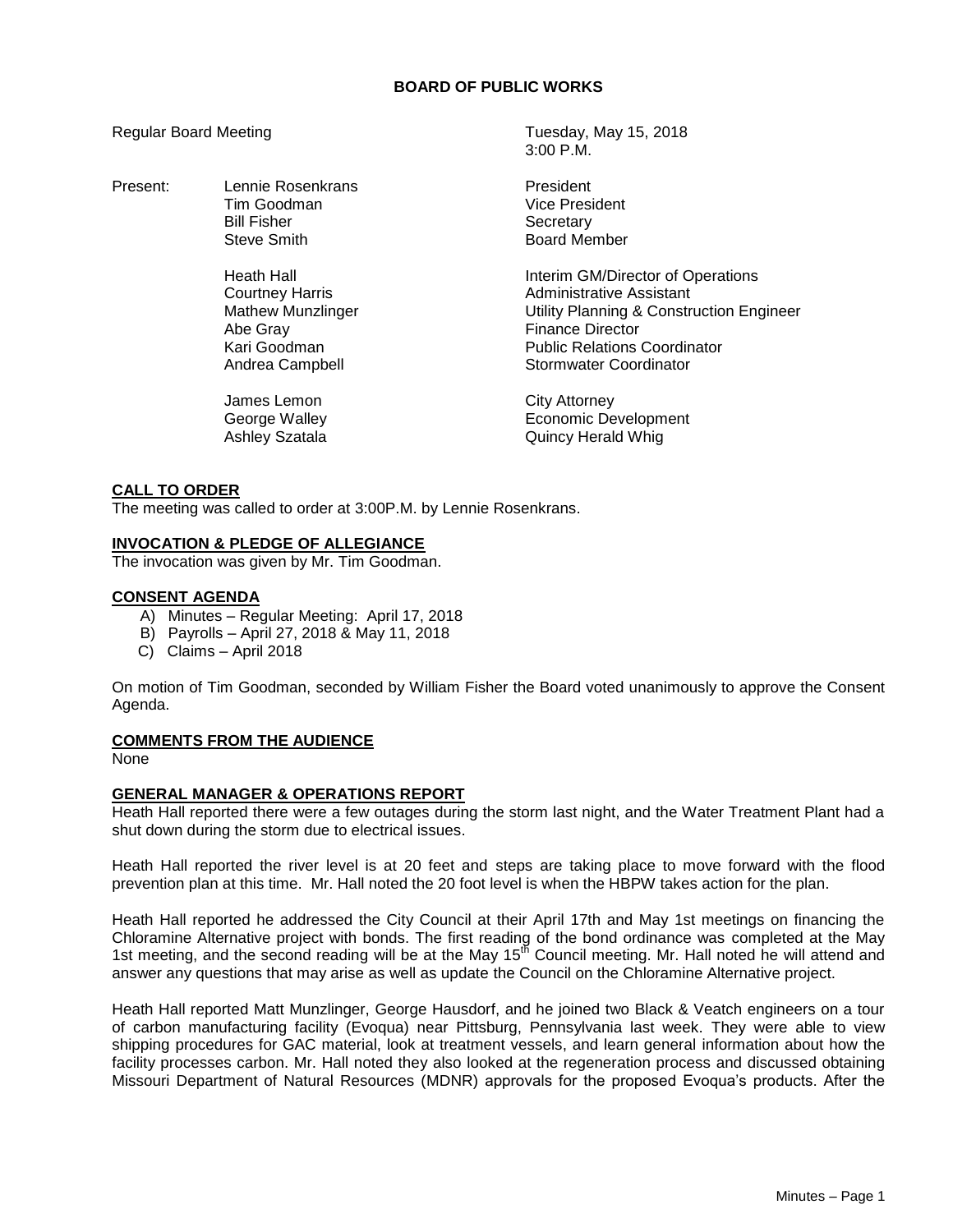# BOARD OF PUBLIC WORKS

Regular Board Meeting — Tuesday, May 15, 2018
3:00 P.M.

| | | |
|---|---|---|
| Present: | Lennie Rosenkrans | President |
| | Tim Goodman | Vice President |
| | Bill Fisher | Secretary |
| | Steve Smith | Board Member |
| | | |
| | Heath Hall | Interim GM/Director of Operations |
| | Courtney Harris | Administrative Assistant |
| | Mathew Munzlinger | Utility Planning & Construction Engineer |
| | Abe Gray | Finance Director |
| | Kari Goodman | Public Relations Coordinator |
| | Andrea Campbell | Stormwater Coordinator |
| | | |
| | James Lemon | City Attorney |
| | George Walley | Economic Development |
| | Ashley Szatala | Quincy Herald Whig |

## CALL TO ORDER

The meeting was called to order at 3:00P.M. by Lennie Rosenkrans.

## INVOCATION & PLEDGE OF ALLEGIANCE

The invocation was given by Mr. Tim Goodman.

## CONSENT AGENDA

A) Minutes – Regular Meeting: April 17, 2018
B) Payrolls – April 27, 2018 & May 11, 2018
C) Claims – April 2018

On motion of Tim Goodman, seconded by William Fisher the Board voted unanimously to approve the Consent Agenda.

## COMMENTS FROM THE AUDIENCE

None

## GENERAL MANAGER & OPERATIONS REPORT

Heath Hall reported there were a few outages during the storm last night, and the Water Treatment Plant had a shut down during the storm due to electrical issues.

Heath Hall reported the river level is at 20 feet and steps are taking place to move forward with the flood prevention plan at this time. Mr. Hall noted the 20 foot level is when the HBPW takes action for the plan.

Heath Hall reported he addressed the City Council at their April 17th and May 1st meetings on financing the Chloramine Alternative project with bonds. The first reading of the bond ordinance was completed at the May 1st meeting, and the second reading will be at the May 15th Council meeting. Mr. Hall noted he will attend and answer any questions that may arise as well as update the Council on the Chloramine Alternative project.

Heath Hall reported Matt Munzlinger, George Hausdorf, and he joined two Black & Veatch engineers on a tour of carbon manufacturing facility (Evoqua) near Pittsburg, Pennsylvania last week. They were able to view shipping procedures for GAC material, look at treatment vessels, and learn general information about how the facility processes carbon. Mr. Hall noted they also looked at the regeneration process and discussed obtaining Missouri Department of Natural Resources (MDNR) approvals for the proposed Evoqua's products. After the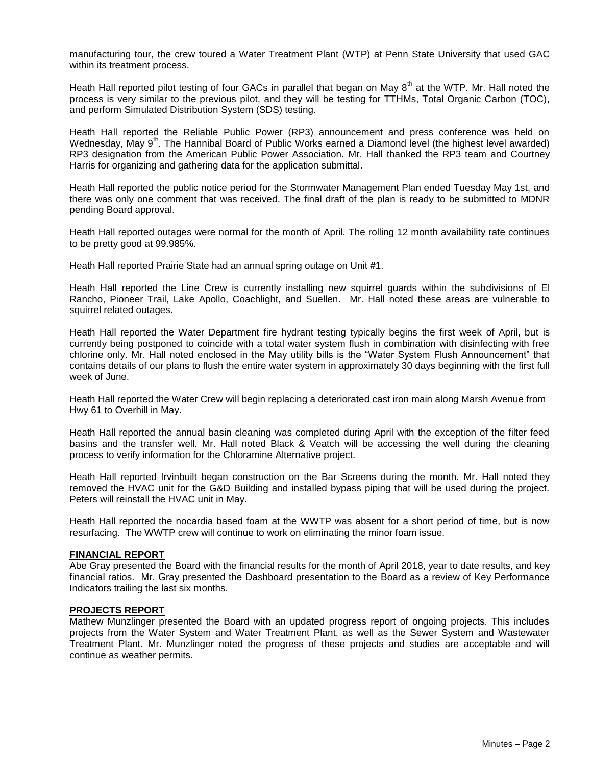manufacturing tour, the crew toured a Water Treatment Plant (WTP) at Penn State University that used GAC within its treatment process.

Heath Hall reported pilot testing of four GACs in parallel that began on May 8th at the WTP. Mr. Hall noted the process is very similar to the previous pilot, and they will be testing for TTHMs, Total Organic Carbon (TOC), and perform Simulated Distribution System (SDS) testing.

Heath Hall reported the Reliable Public Power (RP3) announcement and press conference was held on Wednesday, May 9th. The Hannibal Board of Public Works earned a Diamond level (the highest level awarded) RP3 designation from the American Public Power Association. Mr. Hall thanked the RP3 team and Courtney Harris for organizing and gathering data for the application submittal.

Heath Hall reported the public notice period for the Stormwater Management Plan ended Tuesday May 1st, and there was only one comment that was received. The final draft of the plan is ready to be submitted to MDNR pending Board approval.

Heath Hall reported outages were normal for the month of April. The rolling 12 month availability rate continues to be pretty good at 99.985%.

Heath Hall reported Prairie State had an annual spring outage on Unit #1.

Heath Hall reported the Line Crew is currently installing new squirrel guards within the subdivisions of El Rancho, Pioneer Trail, Lake Apollo, Coachlight, and Suellen. Mr. Hall noted these areas are vulnerable to squirrel related outages.

Heath Hall reported the Water Department fire hydrant testing typically begins the first week of April, but is currently being postponed to coincide with a total water system flush in combination with disinfecting with free chlorine only. Mr. Hall noted enclosed in the May utility bills is the "Water System Flush Announcement" that contains details of our plans to flush the entire water system in approximately 30 days beginning with the first full week of June.

Heath Hall reported the Water Crew will begin replacing a deteriorated cast iron main along Marsh Avenue from Hwy 61 to Overhill in May.

Heath Hall reported the annual basin cleaning was completed during April with the exception of the filter feed basins and the transfer well. Mr. Hall noted Black & Veatch will be accessing the well during the cleaning process to verify information for the Chloramine Alternative project.

Heath Hall reported Irvinbuilt began construction on the Bar Screens during the month. Mr. Hall noted they removed the HVAC unit for the G&D Building and installed bypass piping that will be used during the project. Peters will reinstall the HVAC unit in May.

Heath Hall reported the nocardia based foam at the WWTP was absent for a short period of time, but is now resurfacing. The WWTP crew will continue to work on eliminating the minor foam issue.

**FINANCIAL REPORT**

Abe Gray presented the Board with the financial results for the month of April 2018, year to date results, and key financial ratios. Mr. Gray presented the Dashboard presentation to the Board as a review of Key Performance Indicators trailing the last six months.

**PROJECTS REPORT**

Mathew Munzlinger presented the Board with an updated progress report of ongoing projects. This includes projects from the Water System and Water Treatment Plant, as well as the Sewer System and Wastewater Treatment Plant. Mr. Munzlinger noted the progress of these projects and studies are acceptable and will continue as weather permits.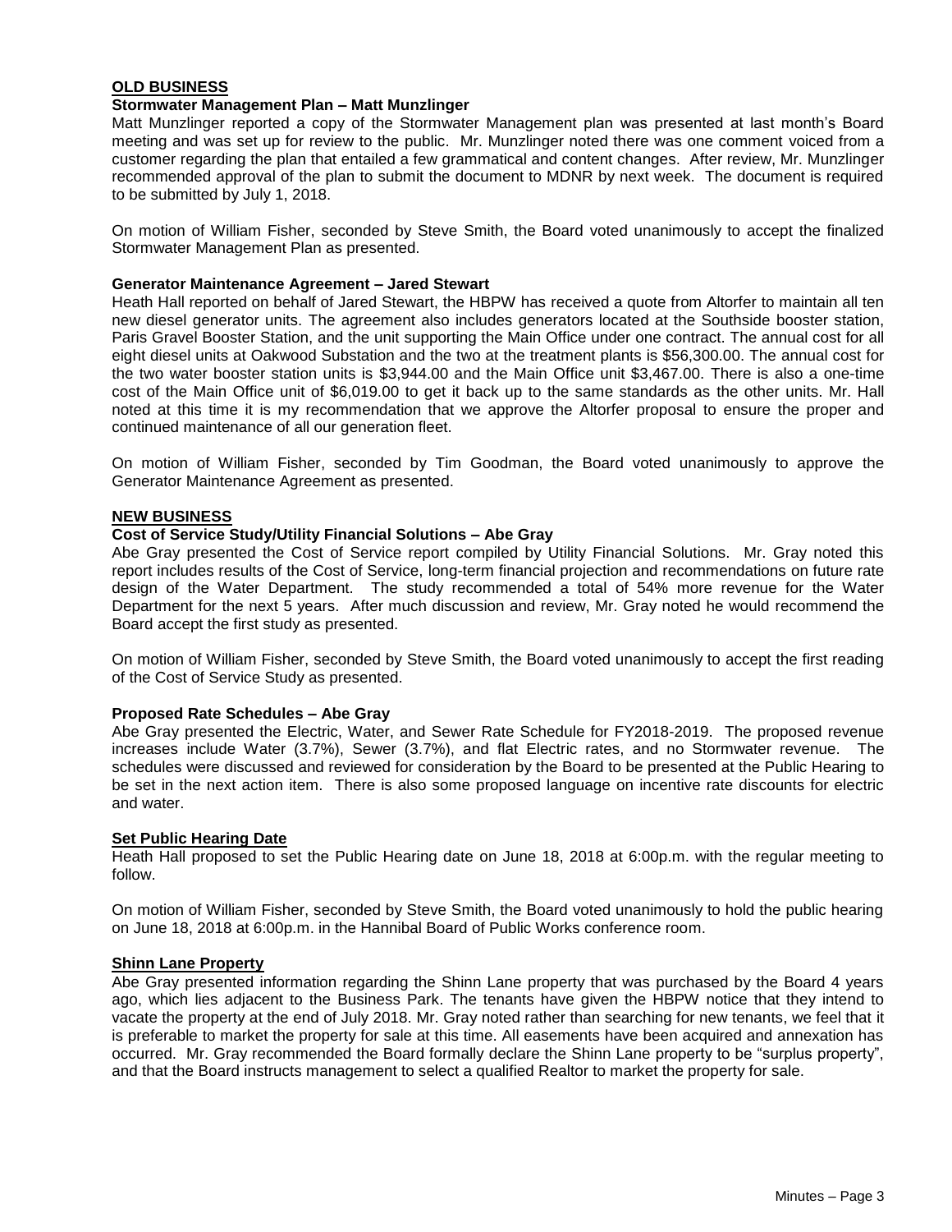## OLD BUSINESS

**Stormwater Management Plan – Matt Munzlinger**

Matt Munzlinger reported a copy of the Stormwater Management plan was presented at last month's Board meeting and was set up for review to the public. Mr. Munzlinger noted there was one comment voiced from a customer regarding the plan that entailed a few grammatical and content changes. After review, Mr. Munzlinger recommended approval of the plan to submit the document to MDNR by next week. The document is required to be submitted by July 1, 2018.

On motion of William Fisher, seconded by Steve Smith, the Board voted unanimously to accept the finalized Stormwater Management Plan as presented.

**Generator Maintenance Agreement – Jared Stewart**

Heath Hall reported on behalf of Jared Stewart, the HBPW has received a quote from Altorfer to maintain all ten new diesel generator units. The agreement also includes generators located at the Southside booster station, Paris Gravel Booster Station, and the unit supporting the Main Office under one contract. The annual cost for all eight diesel units at Oakwood Substation and the two at the treatment plants is $56,300.00. The annual cost for the two water booster station units is $3,944.00 and the Main Office unit $3,467.00. There is also a one-time cost of the Main Office unit of $6,019.00 to get it back up to the same standards as the other units. Mr. Hall noted at this time it is my recommendation that we approve the Altorfer proposal to ensure the proper and continued maintenance of all our generation fleet.

On motion of William Fisher, seconded by Tim Goodman, the Board voted unanimously to approve the Generator Maintenance Agreement as presented.

## NEW BUSINESS

**Cost of Service Study/Utility Financial Solutions – Abe Gray**

Abe Gray presented the Cost of Service report compiled by Utility Financial Solutions. Mr. Gray noted this report includes results of the Cost of Service, long-term financial projection and recommendations on future rate design of the Water Department. The study recommended a total of 54% more revenue for the Water Department for the next 5 years. After much discussion and review, Mr. Gray noted he would recommend the Board accept the first study as presented.

On motion of William Fisher, seconded by Steve Smith, the Board voted unanimously to accept the first reading of the Cost of Service Study as presented.

**Proposed Rate Schedules – Abe Gray**

Abe Gray presented the Electric, Water, and Sewer Rate Schedule for FY2018-2019. The proposed revenue increases include Water (3.7%), Sewer (3.7%), and flat Electric rates, and no Stormwater revenue. The schedules were discussed and reviewed for consideration by the Board to be presented at the Public Hearing to be set in the next action item. There is also some proposed language on incentive rate discounts for electric and water.

**Set Public Hearing Date**

Heath Hall proposed to set the Public Hearing date on June 18, 2018 at 6:00p.m. with the regular meeting to follow.

On motion of William Fisher, seconded by Steve Smith, the Board voted unanimously to hold the public hearing on June 18, 2018 at 6:00p.m. in the Hannibal Board of Public Works conference room.

**Shinn Lane Property**

Abe Gray presented information regarding the Shinn Lane property that was purchased by the Board 4 years ago, which lies adjacent to the Business Park. The tenants have given the HBPW notice that they intend to vacate the property at the end of July 2018. Mr. Gray noted rather than searching for new tenants, we feel that it is preferable to market the property for sale at this time. All easements have been acquired and annexation has occurred. Mr. Gray recommended the Board formally declare the Shinn Lane property to be "surplus property", and that the Board instructs management to select a qualified Realtor to market the property for sale.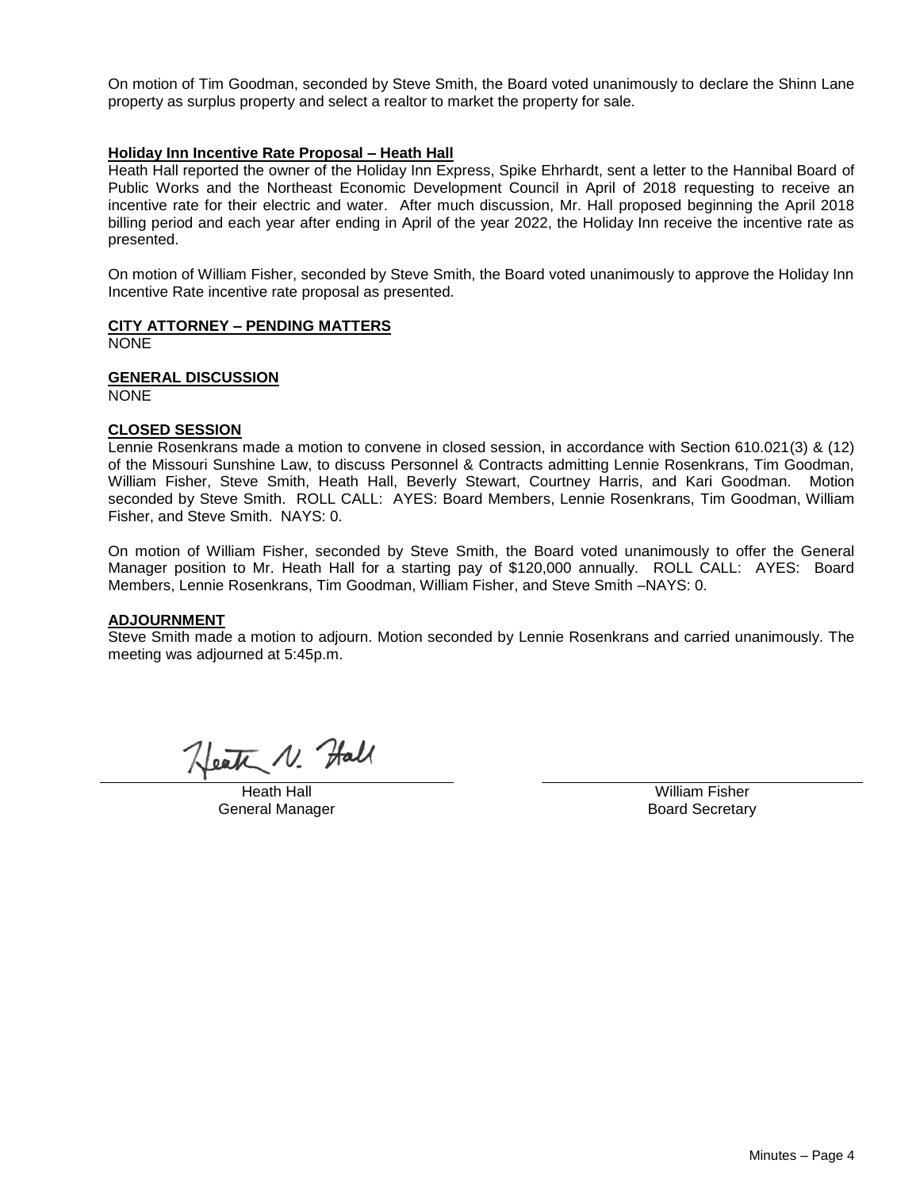On motion of Tim Goodman, seconded by Steve Smith, the Board voted unanimously to declare the Shinn Lane property as surplus property and select a realtor to market the property for sale.

**Holiday Inn Incentive Rate Proposal – Heath Hall**

Heath Hall reported the owner of the Holiday Inn Express, Spike Ehrhardt, sent a letter to the Hannibal Board of Public Works and the Northeast Economic Development Council in April of 2018 requesting to receive an incentive rate for their electric and water. After much discussion, Mr. Hall proposed beginning the April 2018 billing period and each year after ending in April of the year 2022, the Holiday Inn receive the incentive rate as presented.

On motion of William Fisher, seconded by Steve Smith, the Board voted unanimously to approve the Holiday Inn Incentive Rate incentive rate proposal as presented.

**CITY ATTORNEY – PENDING MATTERS**

NONE

**GENERAL DISCUSSION**

NONE

**CLOSED SESSION**

Lennie Rosenkrans made a motion to convene in closed session, in accordance with Section 610.021(3) & (12) of the Missouri Sunshine Law, to discuss Personnel & Contracts admitting Lennie Rosenkrans, Tim Goodman, William Fisher, Steve Smith, Heath Hall, Beverly Stewart, Courtney Harris, and Kari Goodman. Motion seconded by Steve Smith. ROLL CALL: AYES: Board Members, Lennie Rosenkrans, Tim Goodman, William Fisher, and Steve Smith. NAYS: 0.

On motion of William Fisher, seconded by Steve Smith, the Board voted unanimously to offer the General Manager position to Mr. Heath Hall for a starting pay of $120,000 annually. ROLL CALL: AYES: Board Members, Lennie Rosenkrans, Tim Goodman, William Fisher, and Steve Smith –NAYS: 0.

**ADJOURNMENT**

Steve Smith made a motion to adjourn. Motion seconded by Lennie Rosenkrans and carried unanimously. The meeting was adjourned at 5:45p.m.

Heath N. Hall

Heath Hall
General Manager

William Fisher
Board Secretary